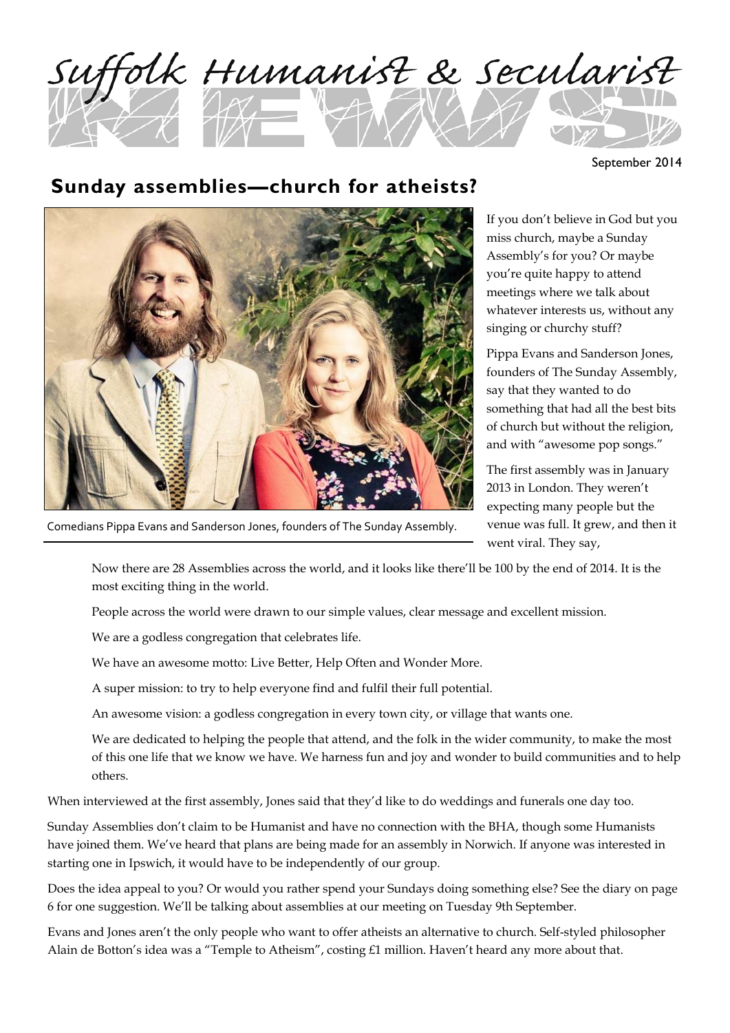# Suffolk Humanist & Secularist NEWS

September 2014

## Sunday assemblies—church for atheists?

Comedians Pippa Evans and Sanderson Jones, founders of The Sunday Assembly.

If you don't believe in God but you miss church, maybe a Sunday Assembly's for you? Or maybe you're quite happy to attend meetings where we talk about whatever interests us, without any singing or churchy stuff?

Pippa Evans and Sanderson Jones, founders of The Sunday Assembly, say that they wanted to do something that had all the best bits of church but without the religion, and with "awesome pop songs."

The first assembly was in January 2013 in London. They weren't expecting many people but the venue was full. It grew, and then it went viral. They say,

> Now there are 28 Assemblies across the world, and it looks like there'll be 100 by the end of 2014. It is the most exciting thing in the world.
>
> People across the world were drawn to our simple values, clear message and excellent mission.
>
> We are a godless congregation that celebrates life.
>
> We have an awesome motto: Live Better, Help Often and Wonder More.
>
> A super mission: to try to help everyone find and fulfil their full potential.
>
> An awesome vision: a godless congregation in every town city, or village that wants one.
>
> We are dedicated to helping the people that attend, and the folk in the wider community, to make the most of this one life that we know we have. We harness fun and joy and wonder to build communities and to help others.

When interviewed at the first assembly, Jones said that they'd like to do weddings and funerals one day too.

Sunday Assemblies don't claim to be Humanist and have no connection with the BHA, though some Humanists have joined them. We've heard that plans are being made for an assembly in Norwich. If anyone was interested in starting one in Ipswich, it would have to be independently of our group.

Does the idea appeal to you? Or would you rather spend your Sundays doing something else? See the diary on page 6 for one suggestion. We'll be talking about assemblies at our meeting on Tuesday 9th September.

Evans and Jones aren't the only people who want to offer atheists an alternative to church. Self-styled philosopher Alain de Botton's idea was a "Temple to Atheism", costing £1 million. Haven't heard any more about that.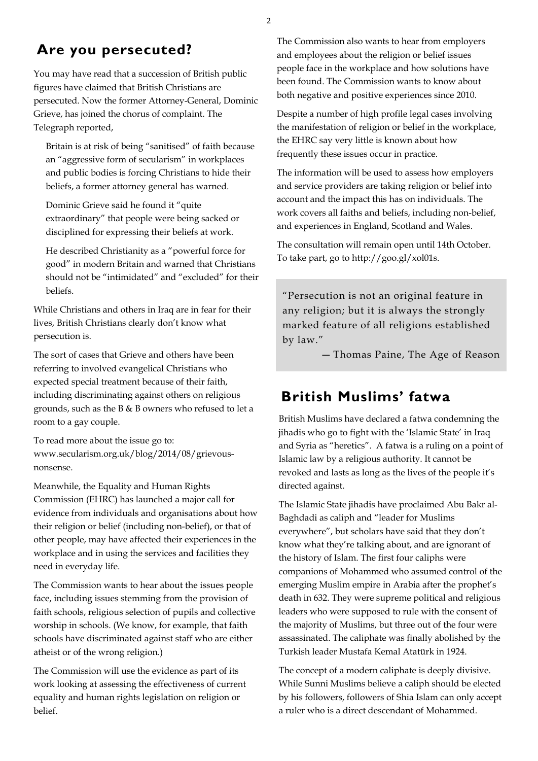## Are you persecuted?

You may have read that a succession of British public figures have claimed that British Christians are persecuted. Now the former Attorney-General, Dominic Grieve, has joined the chorus of complaint. The Telegraph reported,

> Britain is at risk of being "sanitised" of faith because an "aggressive form of secularism" in workplaces and public bodies is forcing Christians to hide their beliefs, a former attorney general has warned.
>
> Dominic Grieve said he found it "quite extraordinary" that people were being sacked or disciplined for expressing their beliefs at work.
>
> He described Christianity as a "powerful force for good" in modern Britain and warned that Christians should not be "intimidated" and "excluded" for their beliefs.

While Christians and others in Iraq are in fear for their lives, British Christians clearly don't know what persecution is.

The sort of cases that Grieve and others have been referring to involved evangelical Christians who expected special treatment because of their faith, including discriminating against others on religious grounds, such as the B & B owners who refused to let a room to a gay couple.

To read more about the issue go to: www.secularism.org.uk/blog/2014/08/grievous-nonsense.

Meanwhile, the Equality and Human Rights Commission (EHRC) has launched a major call for evidence from individuals and organisations about how their religion or belief (including non-belief), or that of other people, may have affected their experiences in the workplace and in using the services and facilities they need in everyday life.

The Commission wants to hear about the issues people face, including issues stemming from the provision of faith schools, religious selection of pupils and collective worship in schools. (We know, for example, that faith schools have discriminated against staff who are either atheist or of the wrong religion.)

The Commission will use the evidence as part of its work looking at assessing the effectiveness of current equality and human rights legislation on religion or belief.

The Commission also wants to hear from employers and employees about the religion or belief issues people face in the workplace and how solutions have been found. The Commission wants to know about both negative and positive experiences since 2010.

Despite a number of high profile legal cases involving the manifestation of religion or belief in the workplace, the EHRC say very little is known about how frequently these issues occur in practice.

The information will be used to assess how employers and service providers are taking religion or belief into account and the impact this has on individuals. The work covers all faiths and beliefs, including non-belief, and experiences in England, Scotland and Wales.

The consultation will remain open until 14th October. To take part, go to http://goo.gl/xol01s.

> "Persecution is not an original feature in any religion; but it is always the strongly marked feature of all religions established by law."
>
> — Thomas Paine, The Age of Reason

## British Muslims' fatwa

British Muslims have declared a fatwa condemning the jihadis who go to fight with the 'Islamic State' in Iraq and Syria as "heretics". A fatwa is a ruling on a point of Islamic law by a religious authority. It cannot be revoked and lasts as long as the lives of the people it's directed against.

The Islamic State jihadis have proclaimed Abu Bakr al-Baghdadi as caliph and "leader for Muslims everywhere", but scholars have said that they don't know what they're talking about, and are ignorant of the history of Islam. The first four caliphs were companions of Mohammed who assumed control of the emerging Muslim empire in Arabia after the prophet's death in 632. They were supreme political and religious leaders who were supposed to rule with the consent of the majority of Muslims, but three out of the four were assassinated. The caliphate was finally abolished by the Turkish leader Mustafa Kemal Atatürk in 1924.

The concept of a modern caliphate is deeply divisive. While Sunni Muslims believe a caliph should be elected by his followers, followers of Shia Islam can only accept a ruler who is a direct descendant of Mohammed.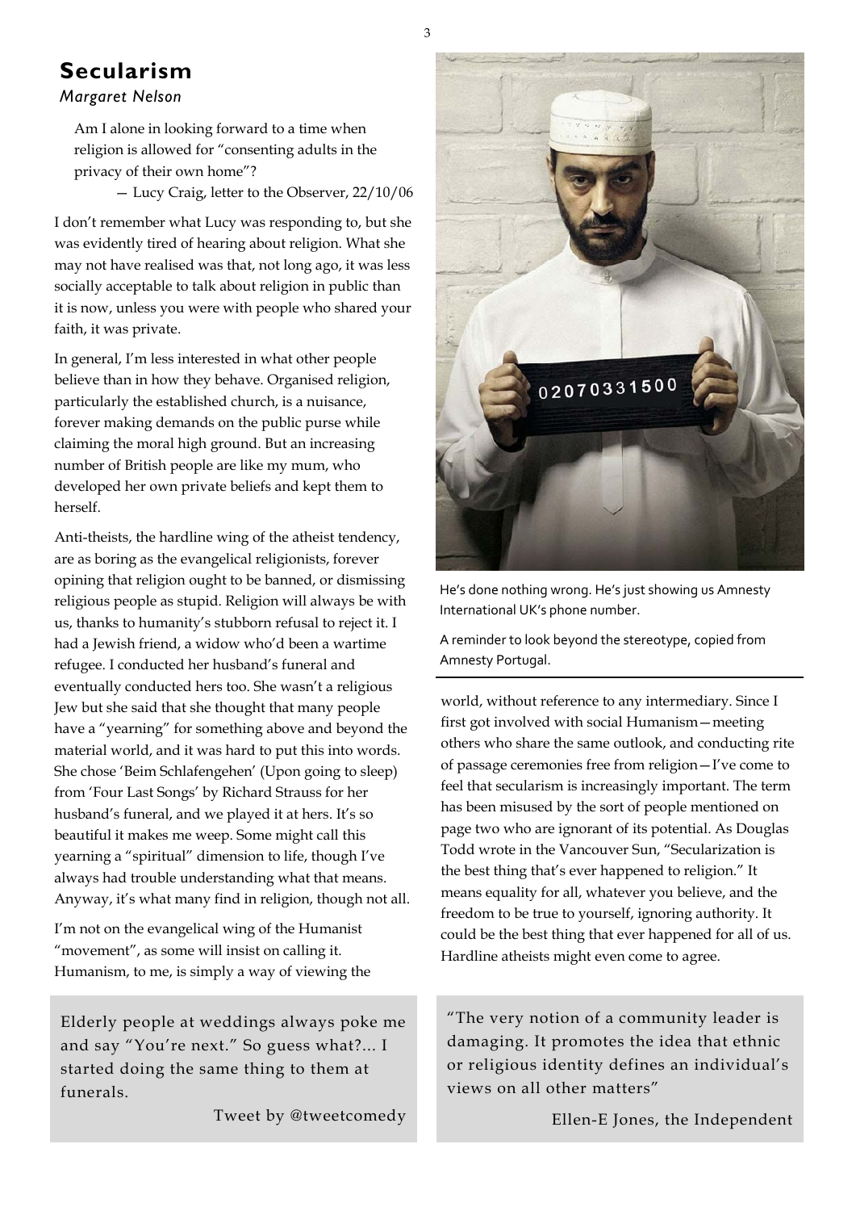# Secularism

*Margaret Nelson*

> Am I alone in looking forward to a time when religion is allowed for "consenting adults in the privacy of their own home"?
>
> — Lucy Craig, letter to the Observer, 22/10/06

I don't remember what Lucy was responding to, but she was evidently tired of hearing about religion. What she may not have realised was that, not long ago, it was less socially acceptable to talk about religion in public than it is now, unless you were with people who shared your faith, it was private.

In general, I'm less interested in what other people believe than in how they behave. Organised religion, particularly the established church, is a nuisance, forever making demands on the public purse while claiming the moral high ground. But an increasing number of British people are like my mum, who developed her own private beliefs and kept them to herself.

Anti-theists, the hardline wing of the atheist tendency, are as boring as the evangelical religionists, forever opining that religion ought to be banned, or dismissing religious people as stupid. Religion will always be with us, thanks to humanity's stubborn refusal to reject it. I had a Jewish friend, a widow who'd been a wartime refugee. I conducted her husband's funeral and eventually conducted hers too. She wasn't a religious Jew but she said that she thought that many people have a "yearning" for something above and beyond the material world, and it was hard to put this into words. She chose 'Beim Schlafengehen' (Upon going to sleep) from 'Four Last Songs' by Richard Strauss for her husband's funeral, and we played it at hers. It's so beautiful it makes me weep. Some might call this yearning a "spiritual" dimension to life, though I've always had trouble understanding what that means. Anyway, it's what many find in religion, though not all.

I'm not on the evangelical wing of the Humanist "movement", as some will insist on calling it. Humanism, to me, is simply a way of viewing the world, without reference to any intermediary. Since I first got involved with social Humanism—meeting others who share the same outlook, and conducting rite of passage ceremonies free from religion—I've come to feel that secularism is increasingly important. The term has been misused by the sort of people mentioned on page two who are ignorant of its potential. As Douglas Todd wrote in the Vancouver Sun, "Secularization is the best thing that's ever happened to religion." It means equality for all, whatever you believe, and the freedom to be true to yourself, ignoring authority. It could be the best thing that ever happened for all of us. Hardline atheists might even come to agree.

He's done nothing wrong. He's just showing us Amnesty International UK's phone number.

A reminder to look beyond the stereotype, copied from Amnesty Portugal.

> Elderly people at weddings always poke me and say "You're next." So guess what?... I started doing the same thing to them at funerals.
>
> Tweet by @tweetcomedy

> "The very notion of a community leader is damaging. It promotes the idea that ethnic or religious identity defines an individual's views on all other matters"
>
> Ellen-E Jones, the Independent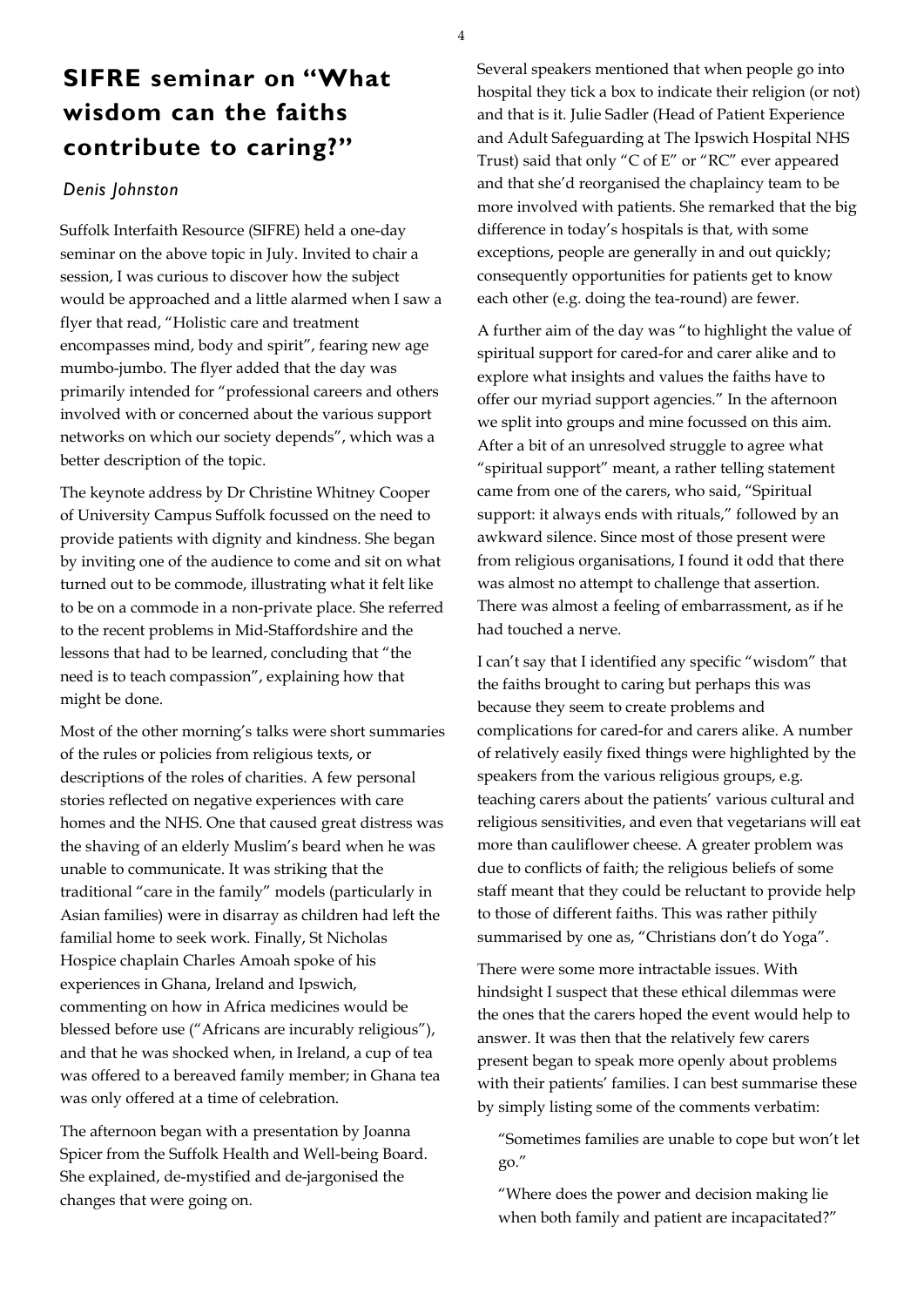# SIFRE seminar on "What wisdom can the faiths contribute to caring?"

*Denis Johnston*

Suffolk Interfaith Resource (SIFRE) held a one-day seminar on the above topic in July. Invited to chair a session, I was curious to discover how the subject would be approached and a little alarmed when I saw a flyer that read, "Holistic care and treatment encompasses mind, body and spirit", fearing new age mumbo-jumbo. The flyer added that the day was primarily intended for "professional careers and others involved with or concerned about the various support networks on which our society depends", which was a better description of the topic.

The keynote address by Dr Christine Whitney Cooper of University Campus Suffolk focussed on the need to provide patients with dignity and kindness. She began by inviting one of the audience to come and sit on what turned out to be commode, illustrating what it felt like to be on a commode in a non-private place. She referred to the recent problems in Mid-Staffordshire and the lessons that had to be learned, concluding that "the need is to teach compassion", explaining how that might be done.

Most of the other morning's talks were short summaries of the rules or policies from religious texts, or descriptions of the roles of charities. A few personal stories reflected on negative experiences with care homes and the NHS. One that caused great distress was the shaving of an elderly Muslim's beard when he was unable to communicate. It was striking that the traditional "care in the family" models (particularly in Asian families) were in disarray as children had left the familial home to seek work. Finally, St Nicholas Hospice chaplain Charles Amoah spoke of his experiences in Ghana, Ireland and Ipswich, commenting on how in Africa medicines would be blessed before use ("Africans are incurably religious"), and that he was shocked when, in Ireland, a cup of tea was offered to a bereaved family member; in Ghana tea was only offered at a time of celebration.

The afternoon began with a presentation by Joanna Spicer from the Suffolk Health and Well-being Board. She explained, de-mystified and de-jargonised the changes that were going on.

Several speakers mentioned that when people go into hospital they tick a box to indicate their religion (or not) and that is it. Julie Sadler (Head of Patient Experience and Adult Safeguarding at The Ipswich Hospital NHS Trust) said that only "C of E" or "RC" ever appeared and that she'd reorganised the chaplaincy team to be more involved with patients. She remarked that the big difference in today's hospitals is that, with some exceptions, people are generally in and out quickly; consequently opportunities for patients get to know each other (e.g. doing the tea-round) are fewer.

A further aim of the day was "to highlight the value of spiritual support for cared-for and carer alike and to explore what insights and values the faiths have to offer our myriad support agencies." In the afternoon we split into groups and mine focussed on this aim. After a bit of an unresolved struggle to agree what "spiritual support" meant, a rather telling statement came from one of the carers, who said, "Spiritual support: it always ends with rituals," followed by an awkward silence. Since most of those present were from religious organisations, I found it odd that there was almost no attempt to challenge that assertion. There was almost a feeling of embarrassment, as if he had touched a nerve.

I can't say that I identified any specific "wisdom" that the faiths brought to caring but perhaps this was because they seem to create problems and complications for cared-for and carers alike. A number of relatively easily fixed things were highlighted by the speakers from the various religious groups, e.g. teaching carers about the patients' various cultural and religious sensitivities, and even that vegetarians will eat more than cauliflower cheese. A greater problem was due to conflicts of faith; the religious beliefs of some staff meant that they could be reluctant to provide help to those of different faiths. This was rather pithily summarised by one as, "Christians don't do Yoga".

There were some more intractable issues. With hindsight I suspect that these ethical dilemmas were the ones that the carers hoped the event would help to answer. It was then that the relatively few carers present began to speak more openly about problems with their patients' families. I can best summarise these by simply listing some of the comments verbatim:

> "Sometimes families are unable to cope but won't let go."
>
> "Where does the power and decision making lie when both family and patient are incapacitated?"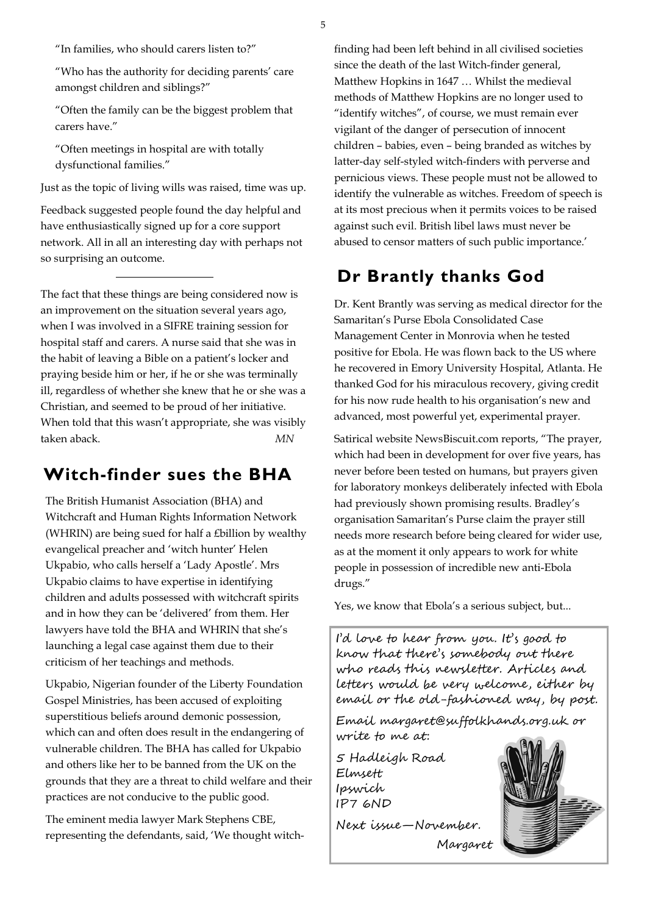"In families, who should carers listen to?"

"Who has the authority for deciding parents' care amongst children and siblings?"

"Often the family can be the biggest problem that carers have."

"Often meetings in hospital are with totally dysfunctional families."

Just as the topic of living wills was raised, time was up.

Feedback suggested people found the day helpful and have enthusiastically signed up for a core support network. All in all an interesting day with perhaps not so surprising an outcome.

---

The fact that these things are being considered now is an improvement on the situation several years ago, when I was involved in a SIFRE training session for hospital staff and carers. A nurse said that she was in the habit of leaving a Bible on a patient's locker and praying beside him or her, if he or she was terminally ill, regardless of whether she knew that he or she was a Christian, and seemed to be proud of her initiative. When told that this wasn't appropriate, she was visibly taken aback. *MN*

## Witch-finder sues the BHA

The British Humanist Association (BHA) and Witchcraft and Human Rights Information Network (WHRIN) are being sued for half a £billion by wealthy evangelical preacher and 'witch hunter' Helen Ukpabio, who calls herself a 'Lady Apostle'. Mrs Ukpabio claims to have expertise in identifying children and adults possessed with witchcraft spirits and in how they can be 'delivered' from them. Her lawyers have told the BHA and WHRIN that she's launching a legal case against them due to their criticism of her teachings and methods.

Ukpabio, Nigerian founder of the Liberty Foundation Gospel Ministries, has been accused of exploiting superstitious beliefs around demonic possession, which can and often does result in the endangering of vulnerable children. The BHA has called for Ukpabio and others like her to be banned from the UK on the grounds that they are a threat to child welfare and their practices are not conducive to the public good.

The eminent media lawyer Mark Stephens CBE, representing the defendants, said, 'We thought witch-finding had been left behind in all civilised societies since the death of the last Witch-finder general, Matthew Hopkins in 1647 … Whilst the medieval methods of Matthew Hopkins are no longer used to "identify witches", of course, we must remain ever vigilant of the danger of persecution of innocent children – babies, even – being branded as witches by latter-day self-styled witch-finders with perverse and pernicious views. These people must not be allowed to identify the vulnerable as witches. Freedom of speech is at its most precious when it permits voices to be raised against such evil. British libel laws must never be abused to censor matters of such public importance.'

## Dr Brantly thanks God

Dr. Kent Brantly was serving as medical director for the Samaritan's Purse Ebola Consolidated Case Management Center in Monrovia when he tested positive for Ebola. He was flown back to the US where he recovered in Emory University Hospital, Atlanta. He thanked God for his miraculous recovery, giving credit for his now rude health to his organisation's new and advanced, most powerful yet, experimental prayer.

Satirical website NewsBiscuit.com reports, "The prayer, which had been in development for over five years, has never before been tested on humans, but prayers given for laboratory monkeys deliberately infected with Ebola had previously shown promising results. Bradley's organisation Samaritan's Purse claim the prayer still needs more research before being cleared for wider use, as at the moment it only appears to work for white people in possession of incredible new anti-Ebola drugs."

Yes, we know that Ebola's a serious subject, but...

I'd love to hear from you. It's good to know that there's somebody out there who reads this newsletter. Articles and letters would be very welcome, either by email or the old-fashioned way, by post.

Email margaret@suffolkhands.org.uk or write to me at:

5 Hadleigh Road
Elmsett
Ipswich
IP7 6ND

Next issue—November.

Margaret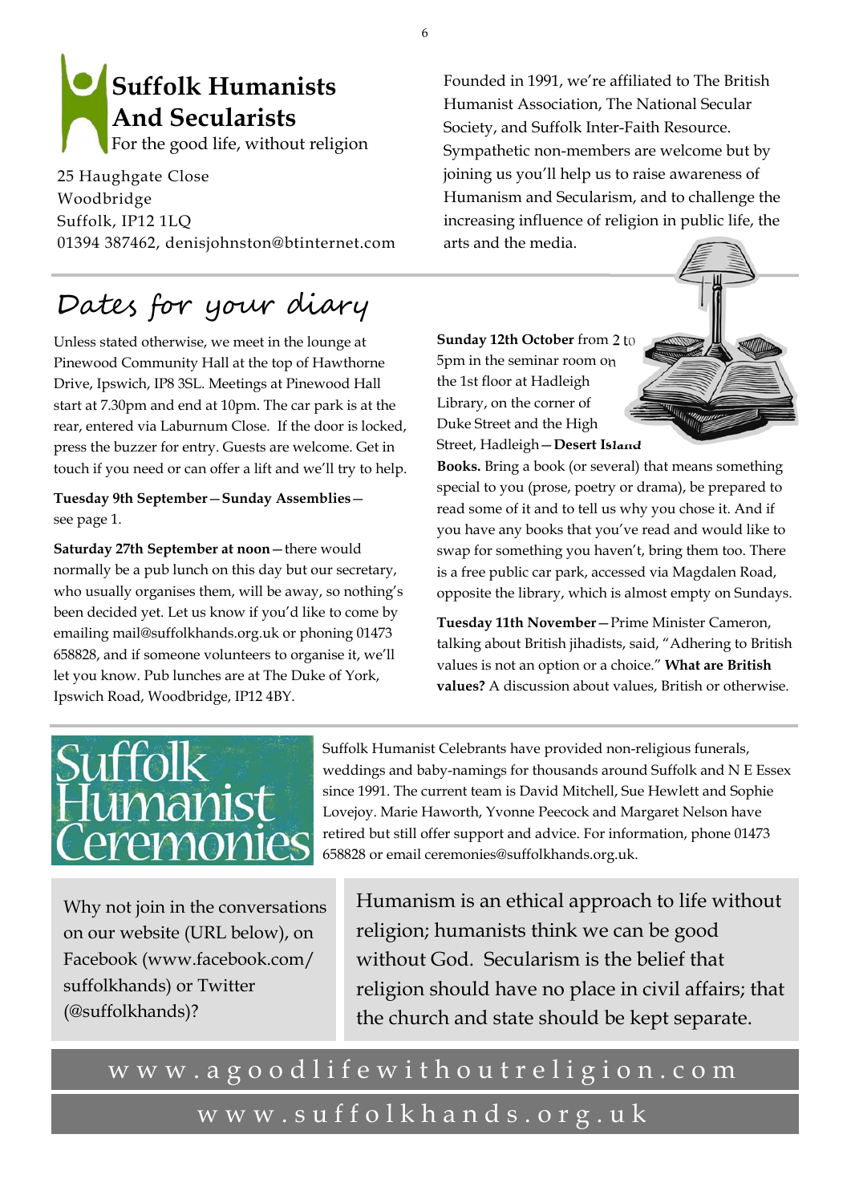# Suffolk Humanists And Secularists

For the good life, without religion

25 Haughgate Close
Woodbridge
Suffolk, IP12 1LQ
01394 387462, denisjohnston@btinternet.com

Founded in 1991, we're affiliated to The British Humanist Association, The National Secular Society, and Suffolk Inter-Faith Resource. Sympathetic non-members are welcome but by joining us you'll help us to raise awareness of Humanism and Secularism, and to challenge the increasing influence of religion in public life, the arts and the media.

## Dates for your diary

Unless stated otherwise, we meet in the lounge at Pinewood Community Hall at the top of Hawthorne Drive, Ipswich, IP8 3SL. Meetings at Pinewood Hall start at 7.30pm and end at 10pm. The car park is at the rear, entered via Laburnum Close. If the door is locked, press the buzzer for entry. Guests are welcome. Get in touch if you need or can offer a lift and we'll try to help.

**Tuesday 9th September**—**Sunday Assemblies**—see page 1.

**Saturday 27th September at noon**—there would normally be a pub lunch on this day but our secretary, who usually organises them, will be away, so nothing's been decided yet. Let us know if you'd like to come by emailing mail@suffolkhands.org.uk or phoning 01473 658828, and if someone volunteers to organise it, we'll let you know. Pub lunches are at The Duke of York, Ipswich Road, Woodbridge, IP12 4BY.

**Sunday 12th October** from 2 to 5pm in the seminar room on the 1st floor at Hadleigh Library, on the corner of Duke Street and the High Street, Hadleigh—**Desert Island Books.** Bring a book (or several) that means something special to you (prose, poetry or drama), be prepared to read some of it and to tell us why you chose it. And if you have any books that you've read and would like to swap for something you haven't, bring them too. There is a free public car park, accessed via Magdalen Road, opposite the library, which is almost empty on Sundays.

**Tuesday 11th November**—Prime Minister Cameron, talking about British jihadists, said, "Adhering to British values is not an option or a choice." **What are British values?** A discussion about values, British or otherwise.

## Suffolk Humanist Ceremonies

Suffolk Humanist Celebrants have provided non-religious funerals, weddings and baby-namings for thousands around Suffolk and N E Essex since 1991. The current team is David Mitchell, Sue Hewlett and Sophie Lovejoy. Marie Haworth, Yvonne Peecock and Margaret Nelson have retired but still offer support and advice. For information, phone 01473 658828 or email ceremonies@suffolkhands.org.uk.

Why not join in the conversations on our website (URL below), on Facebook (www.facebook.com/suffolkhands) or Twitter (@suffolkhands)?

Humanism is an ethical approach to life without religion; humanists think we can be good without God. Secularism is the belief that religion should have no place in civil affairs; that the church and state should be kept separate.

www.agoodlifewithoutreligion.com

www.suffolkhands.org.uk